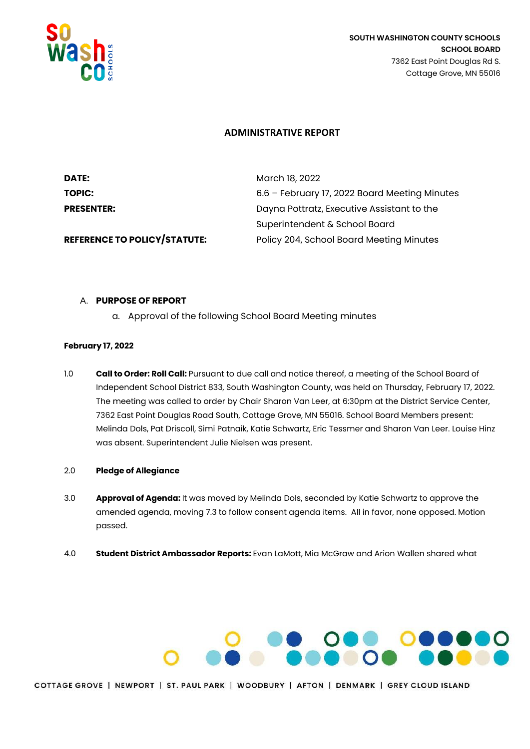SOUTH WASHINGTON COUNTY SCHOOLS
SCHOOL BOARD
7362 East Point Douglas Rd S.
Cottage Grove, MN 55016

## ADMINISTRATIVE REPORT

| | |
|---|---|
| **DATE:** | March 18, 2022 |
| **TOPIC:** | 6.6 – February 17, 2022 Board Meeting Minutes |
| **PRESENTER:** | Dayna Pottratz, Executive Assistant to the Superintendent & School Board |
| **REFERENCE TO POLICY/STATUTE:** | Policy 204, School Board Meeting Minutes |

A. **PURPOSE OF REPORT**
   a. Approval of the following School Board Meeting minutes

**February 17, 2022**

1.0 **Call to Order: Roll Call:** Pursuant to due call and notice thereof, a meeting of the School Board of Independent School District 833, South Washington County, was held on Thursday, February 17, 2022. The meeting was called to order by Chair Sharon Van Leer, at 6:30pm at the District Service Center, 7362 East Point Douglas Road South, Cottage Grove, MN 55016. School Board Members present: Melinda Dols, Pat Driscoll, Simi Patnaik, Katie Schwartz, Eric Tessmer and Sharon Van Leer. Louise Hinz was absent. Superintendent Julie Nielsen was present.

2.0 **Pledge of Allegiance**

3.0 **Approval of Agenda:** It was moved by Melinda Dols, seconded by Katie Schwartz to approve the amended agenda, moving 7.3 to follow consent agenda items. All in favor, none opposed. Motion passed.

4.0 **Student District Ambassador Reports:** Evan LaMott, Mia McGraw and Arion Wallen shared what

COTTAGE GROVE | NEWPORT | ST. PAUL PARK | WOODBURY | AFTON | DENMARK | GREY CLOUD ISLAND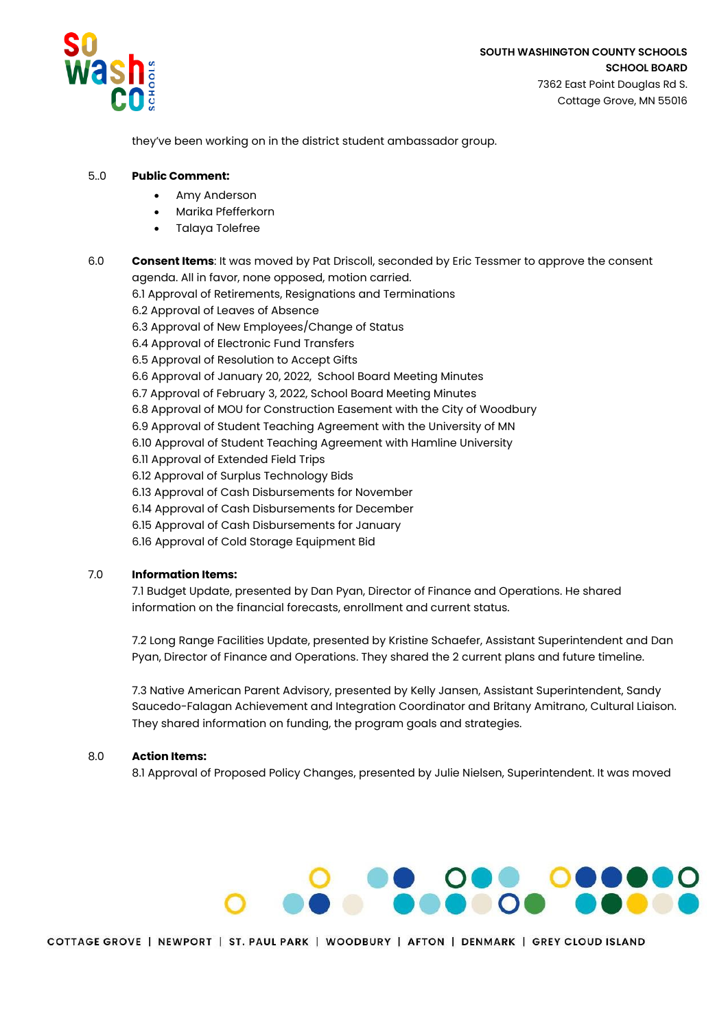they've been working on in the district student ambassador group.

5..0 **Public Comment:**

- Amy Anderson
- Marika Pfefferkorn
- Talaya Tolefree

6.0 **Consent Items**: It was moved by Pat Driscoll, seconded by Eric Tessmer to approve the consent agenda. All in favor, none opposed, motion carried.

6.1 Approval of Retirements, Resignations and Terminations
6.2 Approval of Leaves of Absence
6.3 Approval of New Employees/Change of Status
6.4 Approval of Electronic Fund Transfers
6.5 Approval of Resolution to Accept Gifts
6.6 Approval of January 20, 2022, School Board Meeting Minutes
6.7 Approval of February 3, 2022, School Board Meeting Minutes
6.8 Approval of MOU for Construction Easement with the City of Woodbury
6.9 Approval of Student Teaching Agreement with the University of MN
6.10 Approval of Student Teaching Agreement with Hamline University
6.11 Approval of Extended Field Trips
6.12 Approval of Surplus Technology Bids
6.13 Approval of Cash Disbursements for November
6.14 Approval of Cash Disbursements for December
6.15 Approval of Cash Disbursements for January
6.16 Approval of Cold Storage Equipment Bid

7.0 **Information Items:**

7.1 Budget Update, presented by Dan Pyan, Director of Finance and Operations. He shared information on the financial forecasts, enrollment and current status.

7.2 Long Range Facilities Update, presented by Kristine Schaefer, Assistant Superintendent and Dan Pyan, Director of Finance and Operations. They shared the 2 current plans and future timeline.

7.3 Native American Parent Advisory, presented by Kelly Jansen, Assistant Superintendent, Sandy Saucedo-Falagan Achievement and Integration Coordinator and Britany Amitrano, Cultural Liaison. They shared information on funding, the program goals and strategies.

8.0 **Action Items:**

8.1 Approval of Proposed Policy Changes, presented by Julie Nielsen, Superintendent. It was moved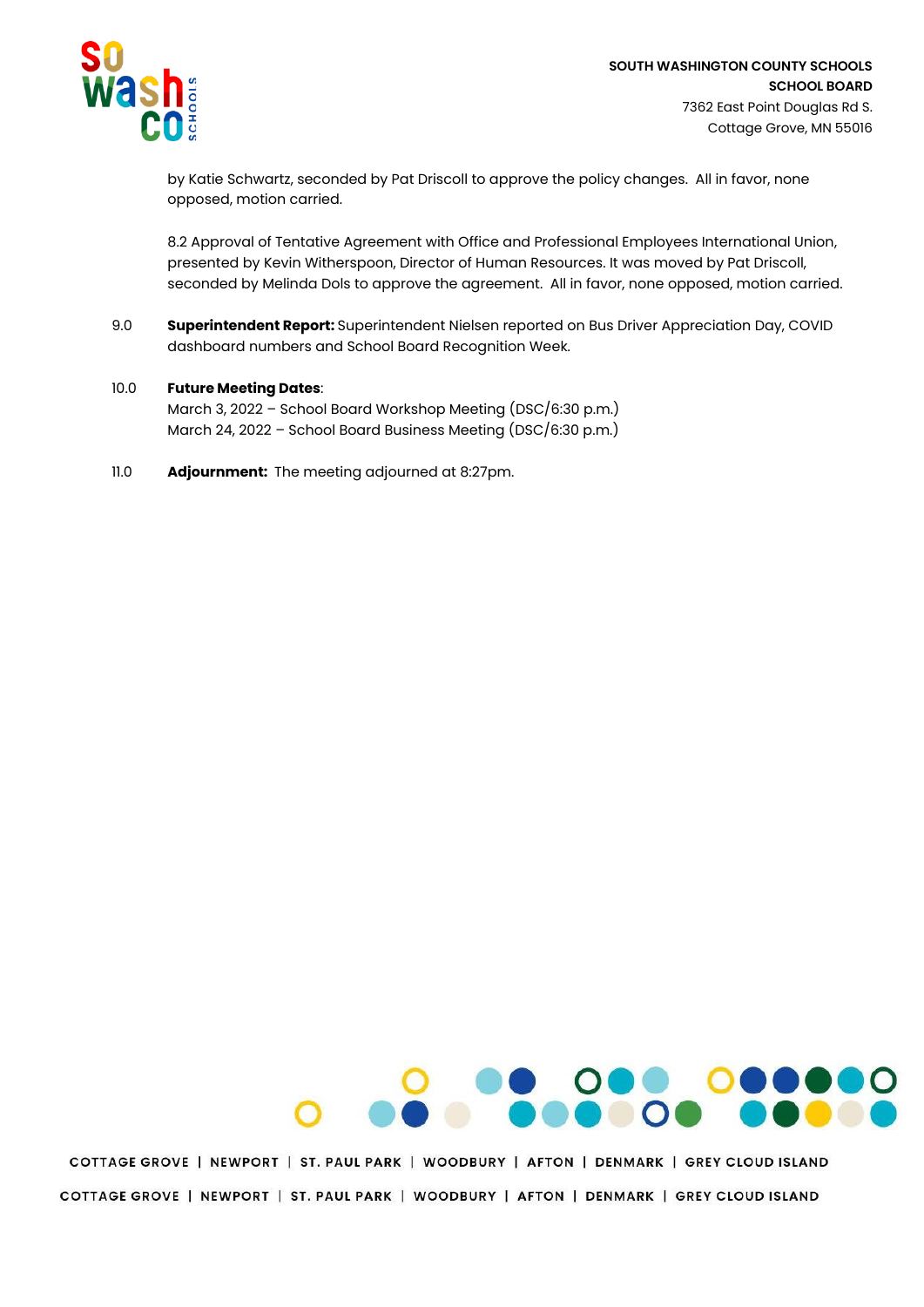by Katie Schwartz, seconded by Pat Driscoll to approve the policy changes. All in favor, none opposed, motion carried.

8.2 Approval of Tentative Agreement with Office and Professional Employees International Union, presented by Kevin Witherspoon, Director of Human Resources. It was moved by Pat Driscoll, seconded by Melinda Dols to approve the agreement. All in favor, none opposed, motion carried.

9.0 **Superintendent Report:** Superintendent Nielsen reported on Bus Driver Appreciation Day, COVID dashboard numbers and School Board Recognition Week.

10.0 **Future Meeting Dates**:
March 3, 2022 – School Board Workshop Meeting (DSC/6:30 p.m.)
March 24, 2022 – School Board Business Meeting (DSC/6:30 p.m.)

11.0 **Adjournment:** The meeting adjourned at 8:27pm.